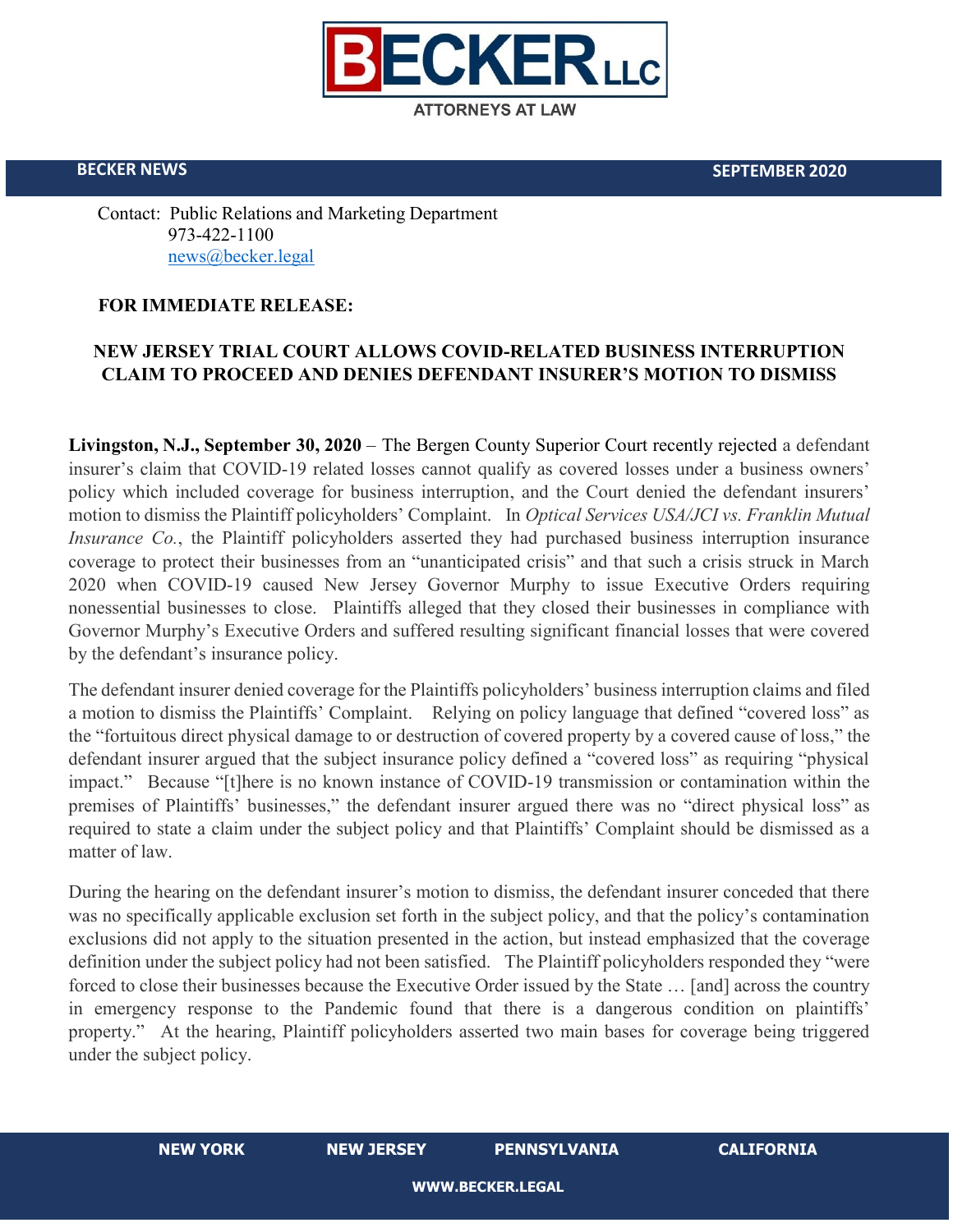BECKER LLC
ATTORNEYS AT LAW

**BECKER NEWS** **SEPTEMBER 2020**

Contact: Public Relations and Marketing Department
973-422-1100
news@becker.legal

**FOR IMMEDIATE RELEASE:**

**NEW JERSEY TRIAL COURT ALLOWS COVID-RELATED BUSINESS INTERRUPTION CLAIM TO PROCEED AND DENIES DEFENDANT INSURER'S MOTION TO DISMISS**

**Livingston, N.J., September 30, 2020** – The Bergen County Superior Court recently rejected a defendant insurer's claim that COVID-19 related losses cannot qualify as covered losses under a business owners' policy which included coverage for business interruption, and the Court denied the defendant insurers' motion to dismiss the Plaintiff policyholders' Complaint. In *Optical Services USA/JCI vs. Franklin Mutual Insurance Co.*, the Plaintiff policyholders asserted they had purchased business interruption insurance coverage to protect their businesses from an "unanticipated crisis" and that such a crisis struck in March 2020 when COVID-19 caused New Jersey Governor Murphy to issue Executive Orders requiring nonessential businesses to close. Plaintiffs alleged that they closed their businesses in compliance with Governor Murphy's Executive Orders and suffered resulting significant financial losses that were covered by the defendant's insurance policy.

The defendant insurer denied coverage for the Plaintiffs policyholders' business interruption claims and filed a motion to dismiss the Plaintiffs' Complaint. Relying on policy language that defined "covered loss" as the "fortuitous direct physical damage to or destruction of covered property by a covered cause of loss," the defendant insurer argued that the subject insurance policy defined a "covered loss" as requiring "physical impact." Because "[t]here is no known instance of COVID-19 transmission or contamination within the premises of Plaintiffs' businesses," the defendant insurer argued there was no "direct physical loss" as required to state a claim under the subject policy and that Plaintiffs' Complaint should be dismissed as a matter of law.

During the hearing on the defendant insurer's motion to dismiss, the defendant insurer conceded that there was no specifically applicable exclusion set forth in the subject policy, and that the policy's contamination exclusions did not apply to the situation presented in the action, but instead emphasized that the coverage definition under the subject policy had not been satisfied. The Plaintiff policyholders responded they "were forced to close their businesses because the Executive Order issued by the State … [and] across the country in emergency response to the Pandemic found that there is a dangerous condition on plaintiffs' property." At the hearing, Plaintiff policyholders asserted two main bases for coverage being triggered under the subject policy.

NEW YORK NEW JERSEY PENNSYLVANIA CALIFORNIA

WWW.BECKER.LEGAL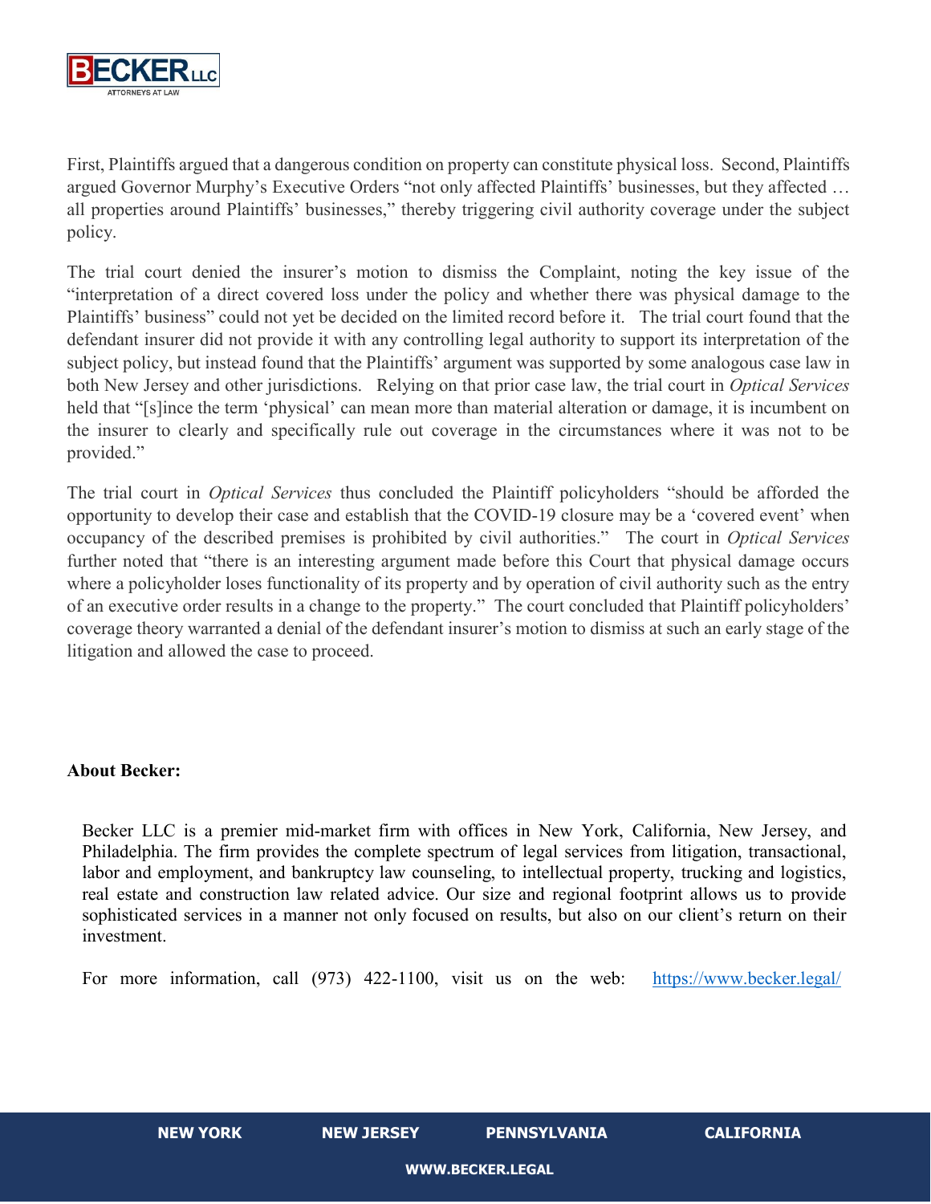First, Plaintiffs argued that a dangerous condition on property can constitute physical loss. Second, Plaintiffs argued Governor Murphy's Executive Orders "not only affected Plaintiffs' businesses, but they affected … all properties around Plaintiffs' businesses," thereby triggering civil authority coverage under the subject policy.

The trial court denied the insurer's motion to dismiss the Complaint, noting the key issue of the "interpretation of a direct covered loss under the policy and whether there was physical damage to the Plaintiffs' business" could not yet be decided on the limited record before it. The trial court found that the defendant insurer did not provide it with any controlling legal authority to support its interpretation of the subject policy, but instead found that the Plaintiffs' argument was supported by some analogous case law in both New Jersey and other jurisdictions. Relying on that prior case law, the trial court in *Optical Services* held that "[s]ince the term 'physical' can mean more than material alteration or damage, it is incumbent on the insurer to clearly and specifically rule out coverage in the circumstances where it was not to be provided."

The trial court in *Optical Services* thus concluded the Plaintiff policyholders "should be afforded the opportunity to develop their case and establish that the COVID-19 closure may be a 'covered event' when occupancy of the described premises is prohibited by civil authorities." The court in *Optical Services* further noted that "there is an interesting argument made before this Court that physical damage occurs where a policyholder loses functionality of its property and by operation of civil authority such as the entry of an executive order results in a change to the property." The court concluded that Plaintiff policyholders' coverage theory warranted a denial of the defendant insurer's motion to dismiss at such an early stage of the litigation and allowed the case to proceed.

**About Becker:**

Becker LLC is a premier mid-market firm with offices in New York, California, New Jersey, and Philadelphia. The firm provides the complete spectrum of legal services from litigation, transactional, labor and employment, and bankruptcy law counseling, to intellectual property, trucking and logistics, real estate and construction law related advice. Our size and regional footprint allows us to provide sophisticated services in a manner not only focused on results, but also on our client's return on their investment.

For more information, call (973) 422-1100, visit us on the web: https://www.becker.legal/